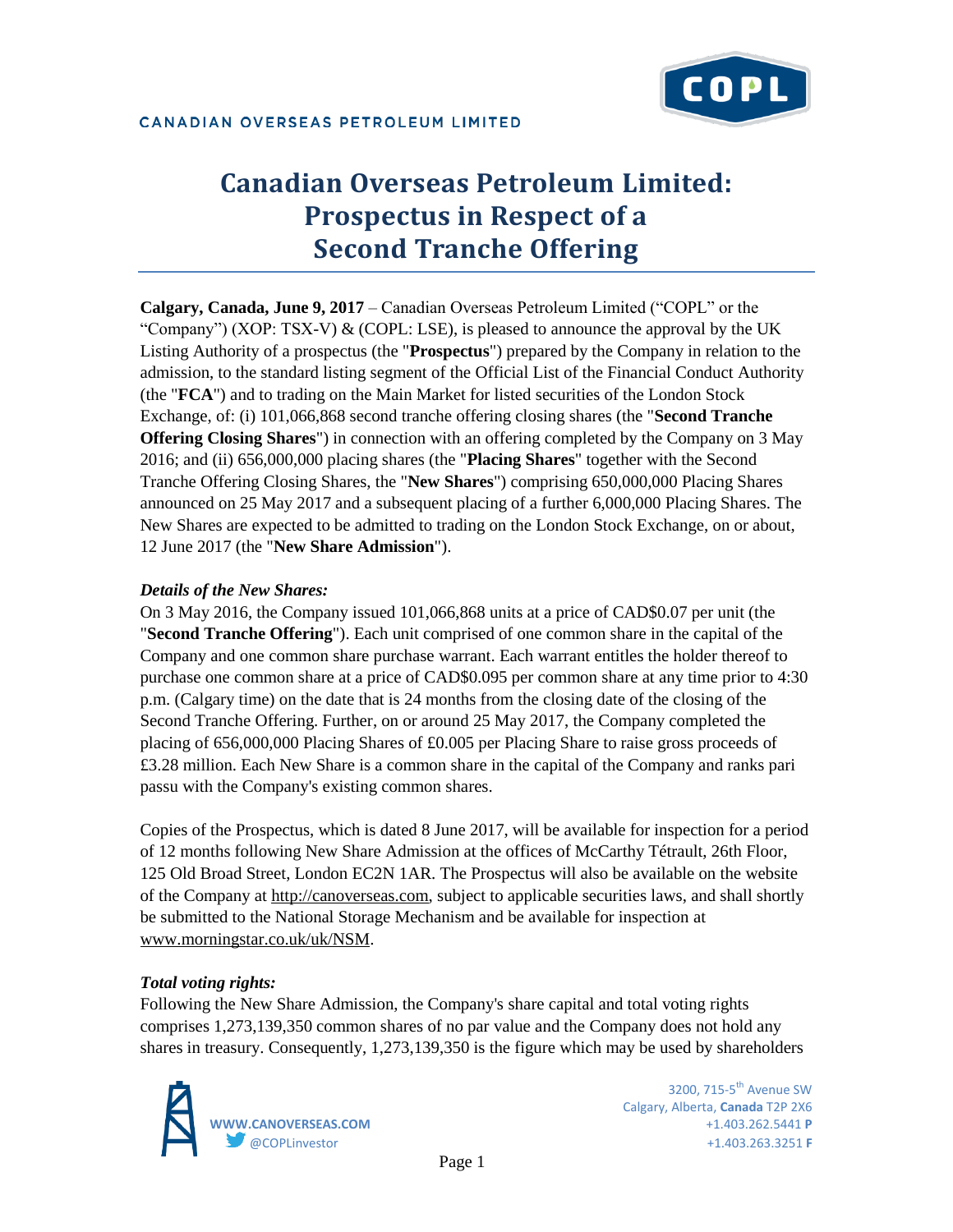CANADIAN OVERSEAS PETROLEUM LIMITED

# Canadian Overseas Petroleum Limited: Prospectus in Respect of a Second Tranche Offering

**Calgary, Canada, June 9, 2017** – Canadian Overseas Petroleum Limited ("COPL" or the "Company") (XOP: TSX-V) & (COPL: LSE), is pleased to announce the approval by the UK Listing Authority of a prospectus (the "**Prospectus**") prepared by the Company in relation to the admission, to the standard listing segment of the Official List of the Financial Conduct Authority (the "**FCA**") and to trading on the Main Market for listed securities of the London Stock Exchange, of: (i) 101,066,868 second tranche offering closing shares (the "**Second Tranche Offering Closing Shares**") in connection with an offering completed by the Company on 3 May 2016; and (ii) 656,000,000 placing shares (the "**Placing Shares**" together with the Second Tranche Offering Closing Shares, the "**New Shares**") comprising 650,000,000 Placing Shares announced on 25 May 2017 and a subsequent placing of a further 6,000,000 Placing Shares. The New Shares are expected to be admitted to trading on the London Stock Exchange, on or about, 12 June 2017 (the "**New Share Admission**").

***Details of the New Shares:***

On 3 May 2016, the Company issued 101,066,868 units at a price of CAD$0.07 per unit (the "**Second Tranche Offering**"). Each unit comprised of one common share in the capital of the Company and one common share purchase warrant. Each warrant entitles the holder thereof to purchase one common share at a price of CAD$0.095 per common share at any time prior to 4:30 p.m. (Calgary time) on the date that is 24 months from the closing date of the closing of the Second Tranche Offering. Further, on or around 25 May 2017, the Company completed the placing of 656,000,000 Placing Shares of £0.005 per Placing Share to raise gross proceeds of £3.28 million. Each New Share is a common share in the capital of the Company and ranks pari passu with the Company's existing common shares.

Copies of the Prospectus, which is dated 8 June 2017, will be available for inspection for a period of 12 months following New Share Admission at the offices of McCarthy Tétrault, 26th Floor, 125 Old Broad Street, London EC2N 1AR. The Prospectus will also be available on the website of the Company at http://canoverseas.com, subject to applicable securities laws, and shall shortly be submitted to the National Storage Mechanism and be available for inspection at www.morningstar.co.uk/uk/NSM.

***Total voting rights:***

Following the New Share Admission, the Company's share capital and total voting rights comprises 1,273,139,350 common shares of no par value and the Company does not hold any shares in treasury. Consequently, 1,273,139,350 is the figure which may be used by shareholders

WWW.CANOVERSEAS.COM
@COPLinvestor

3200, 715-5th Avenue SW
Calgary, Alberta, **Canada** T2P 2X6
+1.403.262.5441 **P**
+1.403.263.3251 **F**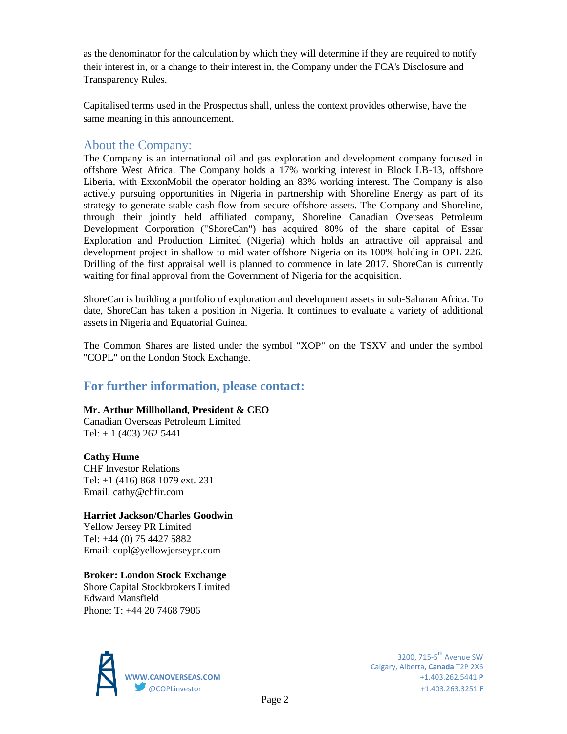as the denominator for the calculation by which they will determine if they are required to notify their interest in, or a change to their interest in, the Company under the FCA's Disclosure and Transparency Rules.

Capitalised terms used in the Prospectus shall, unless the context provides otherwise, have the same meaning in this announcement.

## About the Company:

The Company is an international oil and gas exploration and development company focused in offshore West Africa. The Company holds a 17% working interest in Block LB-13, offshore Liberia, with ExxonMobil the operator holding an 83% working interest. The Company is also actively pursuing opportunities in Nigeria in partnership with Shoreline Energy as part of its strategy to generate stable cash flow from secure offshore assets. The Company and Shoreline, through their jointly held affiliated company, Shoreline Canadian Overseas Petroleum Development Corporation ("ShoreCan") has acquired 80% of the share capital of Essar Exploration and Production Limited (Nigeria) which holds an attractive oil appraisal and development project in shallow to mid water offshore Nigeria on its 100% holding in OPL 226. Drilling of the first appraisal well is planned to commence in late 2017. ShoreCan is currently waiting for final approval from the Government of Nigeria for the acquisition.

ShoreCan is building a portfolio of exploration and development assets in sub-Saharan Africa. To date, ShoreCan has taken a position in Nigeria. It continues to evaluate a variety of additional assets in Nigeria and Equatorial Guinea.

The Common Shares are listed under the symbol "XOP" on the TSXV and under the symbol "COPL" on the London Stock Exchange.

## For further information, please contact:

**Mr. Arthur Millholland, President & CEO**
Canadian Overseas Petroleum Limited
Tel: + 1 (403) 262 5441

**Cathy Hume**
CHF Investor Relations
Tel: +1 (416) 868 1079 ext. 231
Email: cathy@chfir.com

**Harriet Jackson/Charles Goodwin**
Yellow Jersey PR Limited
Tel: +44 (0) 75 4427 5882
Email: copl@yellowjerseypr.com

**Broker: London Stock Exchange**
Shore Capital Stockbrokers Limited
Edward Mansfield
Phone: T: +44 20 7468 7906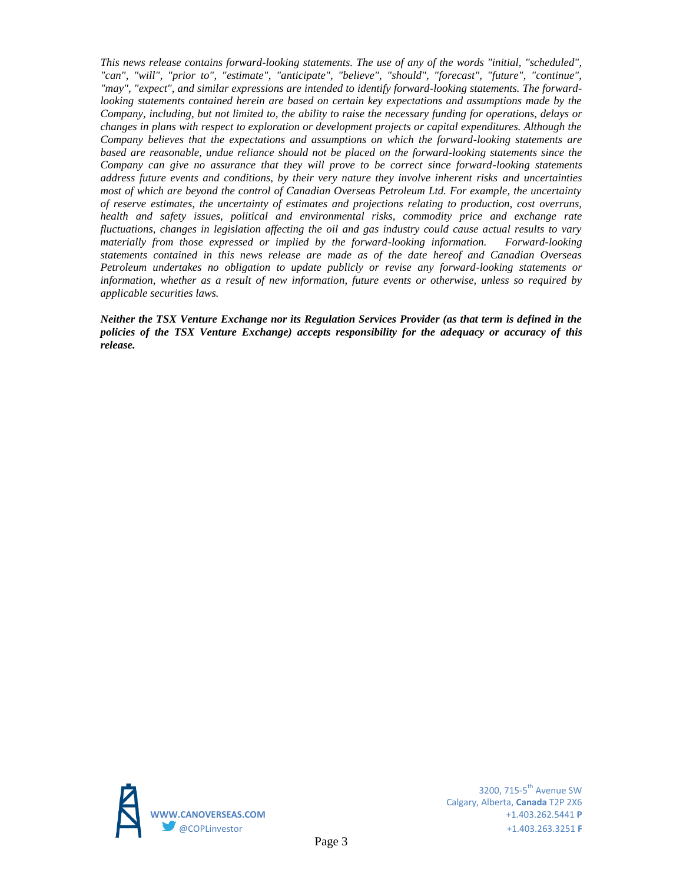*This news release contains forward-looking statements. The use of any of the words "initial, "scheduled", "can", "will", "prior to", "estimate", "anticipate", "believe", "should", "forecast", "future", "continue", "may", "expect", and similar expressions are intended to identify forward-looking statements. The forward-looking statements contained herein are based on certain key expectations and assumptions made by the Company, including, but not limited to, the ability to raise the necessary funding for operations, delays or changes in plans with respect to exploration or development projects or capital expenditures. Although the Company believes that the expectations and assumptions on which the forward-looking statements are based are reasonable, undue reliance should not be placed on the forward-looking statements since the Company can give no assurance that they will prove to be correct since forward-looking statements address future events and conditions, by their very nature they involve inherent risks and uncertainties most of which are beyond the control of Canadian Overseas Petroleum Ltd. For example, the uncertainty of reserve estimates, the uncertainty of estimates and projections relating to production, cost overruns, health and safety issues, political and environmental risks, commodity price and exchange rate fluctuations, changes in legislation affecting the oil and gas industry could cause actual results to vary materially from those expressed or implied by the forward-looking information. Forward-looking statements contained in this news release are made as of the date hereof and Canadian Overseas Petroleum undertakes no obligation to update publicly or revise any forward-looking statements or information, whether as a result of new information, future events or otherwise, unless so required by applicable securities laws.*

***Neither the TSX Venture Exchange nor its Regulation Services Provider (as that term is defined in the policies of the TSX Venture Exchange) accepts responsibility for the adequacy or accuracy of this release.***

**WWW.CANOVERSEAS.COM**
@COPLinvestor

3200, 715-5th Avenue SW
Calgary, Alberta, **Canada** T2P 2X6
+1.403.262.5441 **P**
+1.403.263.3251 **F**